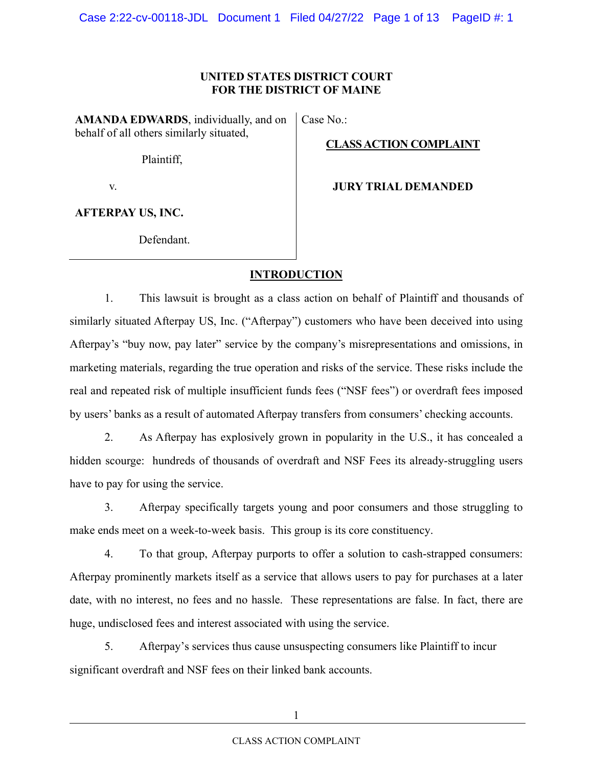**UNITED STATES DISTRICT COURT**
**FOR THE DISTRICT OF MAINE**

| | |
|---|---|
| **AMANDA EDWARDS**, individually, and on behalf of all others similarly situated, | Case No.: |
| Plaintiff, | **CLASS ACTION COMPLAINT** |
| v. | **JURY TRIAL DEMANDED** |
| **AFTERPAY US, INC.** | |
| Defendant. | |

## INTRODUCTION

1. This lawsuit is brought as a class action on behalf of Plaintiff and thousands of similarly situated Afterpay US, Inc. ("Afterpay") customers who have been deceived into using Afterpay's "buy now, pay later" service by the company's misrepresentations and omissions, in marketing materials, regarding the true operation and risks of the service. These risks include the real and repeated risk of multiple insufficient funds fees ("NSF fees") or overdraft fees imposed by users' banks as a result of automated Afterpay transfers from consumers' checking accounts.

2. As Afterpay has explosively grown in popularity in the U.S., it has concealed a hidden scourge: hundreds of thousands of overdraft and NSF Fees its already-struggling users have to pay for using the service.

3. Afterpay specifically targets young and poor consumers and those struggling to make ends meet on a week-to-week basis. This group is its core constituency.

4. To that group, Afterpay purports to offer a solution to cash-strapped consumers: Afterpay prominently markets itself as a service that allows users to pay for purchases at a later date, with no interest, no fees and no hassle. These representations are false. In fact, there are huge, undisclosed fees and interest associated with using the service.

5. Afterpay's services thus cause unsuspecting consumers like Plaintiff to incur significant overdraft and NSF fees on their linked bank accounts.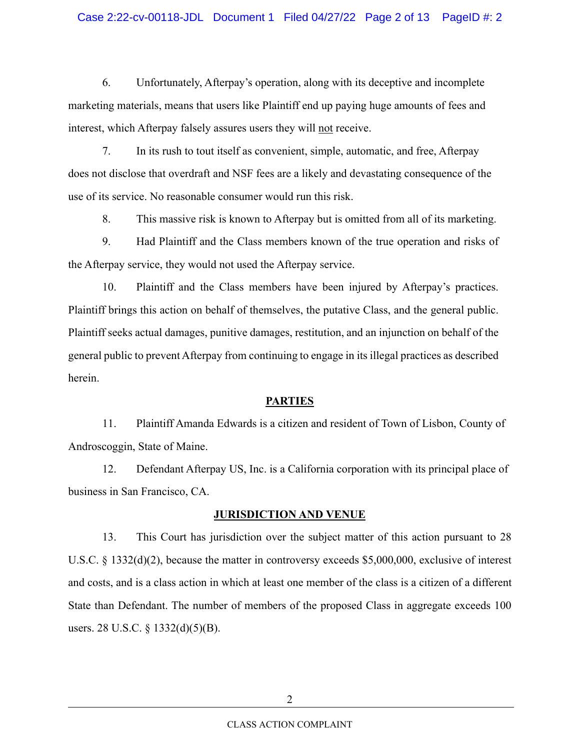6. Unfortunately, Afterpay's operation, along with its deceptive and incomplete marketing materials, means that users like Plaintiff end up paying huge amounts of fees and interest, which Afterpay falsely assures users they will <u>not</u> receive.

7. In its rush to tout itself as convenient, simple, automatic, and free, Afterpay does not disclose that overdraft and NSF fees are a likely and devastating consequence of the use of its service. No reasonable consumer would run this risk.

8. This massive risk is known to Afterpay but is omitted from all of its marketing.

9. Had Plaintiff and the Class members known of the true operation and risks of the Afterpay service, they would not used the Afterpay service.

10. Plaintiff and the Class members have been injured by Afterpay's practices. Plaintiff brings this action on behalf of themselves, the putative Class, and the general public. Plaintiff seeks actual damages, punitive damages, restitution, and an injunction on behalf of the general public to prevent Afterpay from continuing to engage in its illegal practices as described herein.

## PARTIES

11. Plaintiff Amanda Edwards is a citizen and resident of Town of Lisbon, County of Androscoggin, State of Maine.

12. Defendant Afterpay US, Inc. is a California corporation with its principal place of business in San Francisco, CA.

## JURISDICTION AND VENUE

13. This Court has jurisdiction over the subject matter of this action pursuant to 28 U.S.C. § 1332(d)(2), because the matter in controversy exceeds $5,000,000, exclusive of interest and costs, and is a class action in which at least one member of the class is a citizen of a different State than Defendant. The number of members of the proposed Class in aggregate exceeds 100 users. 28 U.S.C. § 1332(d)(5)(B).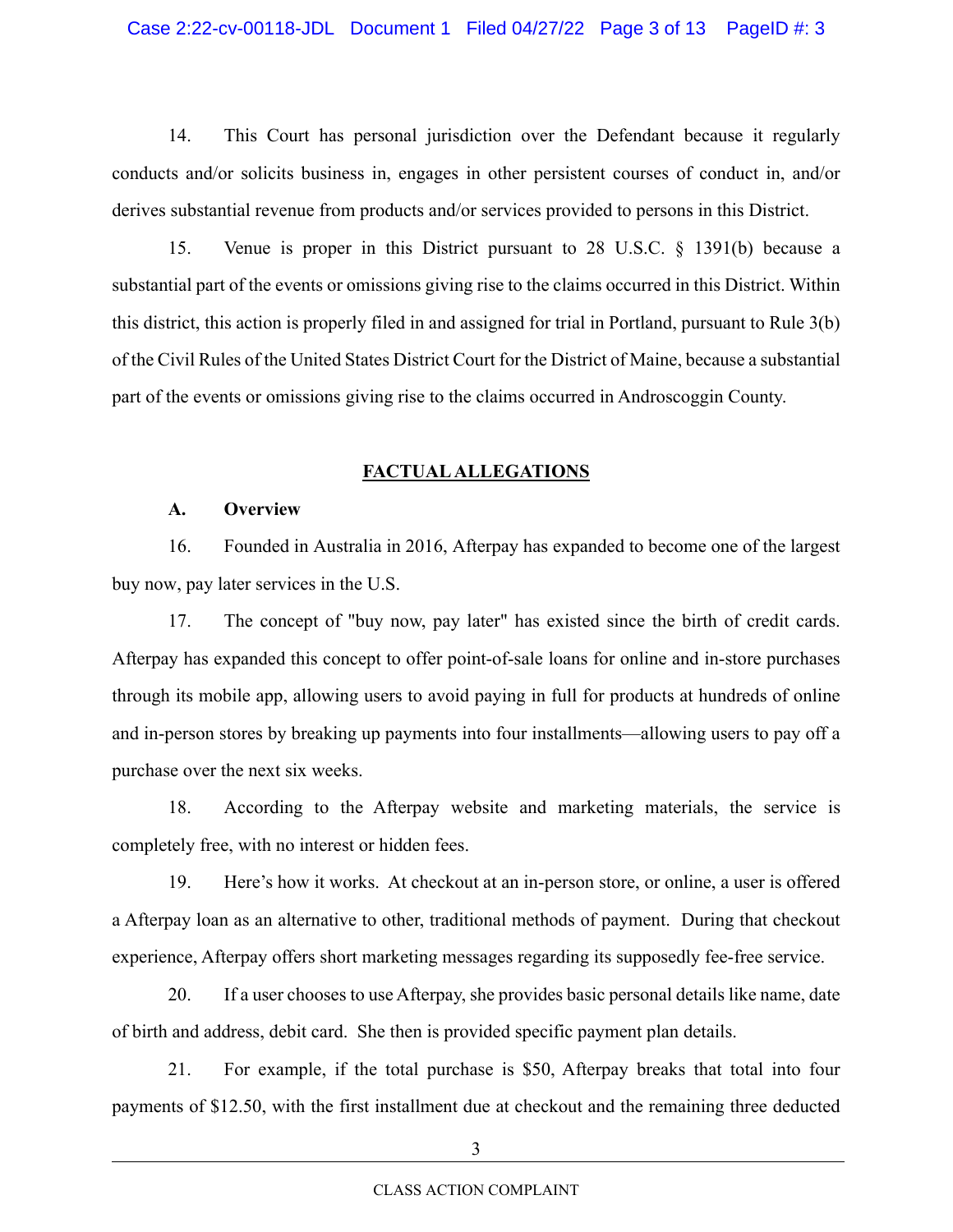14. This Court has personal jurisdiction over the Defendant because it regularly conducts and/or solicits business in, engages in other persistent courses of conduct in, and/or derives substantial revenue from products and/or services provided to persons in this District.

15. Venue is proper in this District pursuant to 28 U.S.C. § 1391(b) because a substantial part of the events or omissions giving rise to the claims occurred in this District. Within this district, this action is properly filed in and assigned for trial in Portland, pursuant to Rule 3(b) of the Civil Rules of the United States District Court for the District of Maine, because a substantial part of the events or omissions giving rise to the claims occurred in Androscoggin County.

## FACTUAL ALLEGATIONS

### A. Overview

16. Founded in Australia in 2016, Afterpay has expanded to become one of the largest buy now, pay later services in the U.S.

17. The concept of "buy now, pay later" has existed since the birth of credit cards. Afterpay has expanded this concept to offer point-of-sale loans for online and in-store purchases through its mobile app, allowing users to avoid paying in full for products at hundreds of online and in-person stores by breaking up payments into four installments—allowing users to pay off a purchase over the next six weeks.

18. According to the Afterpay website and marketing materials, the service is completely free, with no interest or hidden fees.

19. Here's how it works. At checkout at an in-person store, or online, a user is offered a Afterpay loan as an alternative to other, traditional methods of payment. During that checkout experience, Afterpay offers short marketing messages regarding its supposedly fee-free service.

20. If a user chooses to use Afterpay, she provides basic personal details like name, date of birth and address, debit card. She then is provided specific payment plan details.

21. For example, if the total purchase is $50, Afterpay breaks that total into four payments of $12.50, with the first installment due at checkout and the remaining three deducted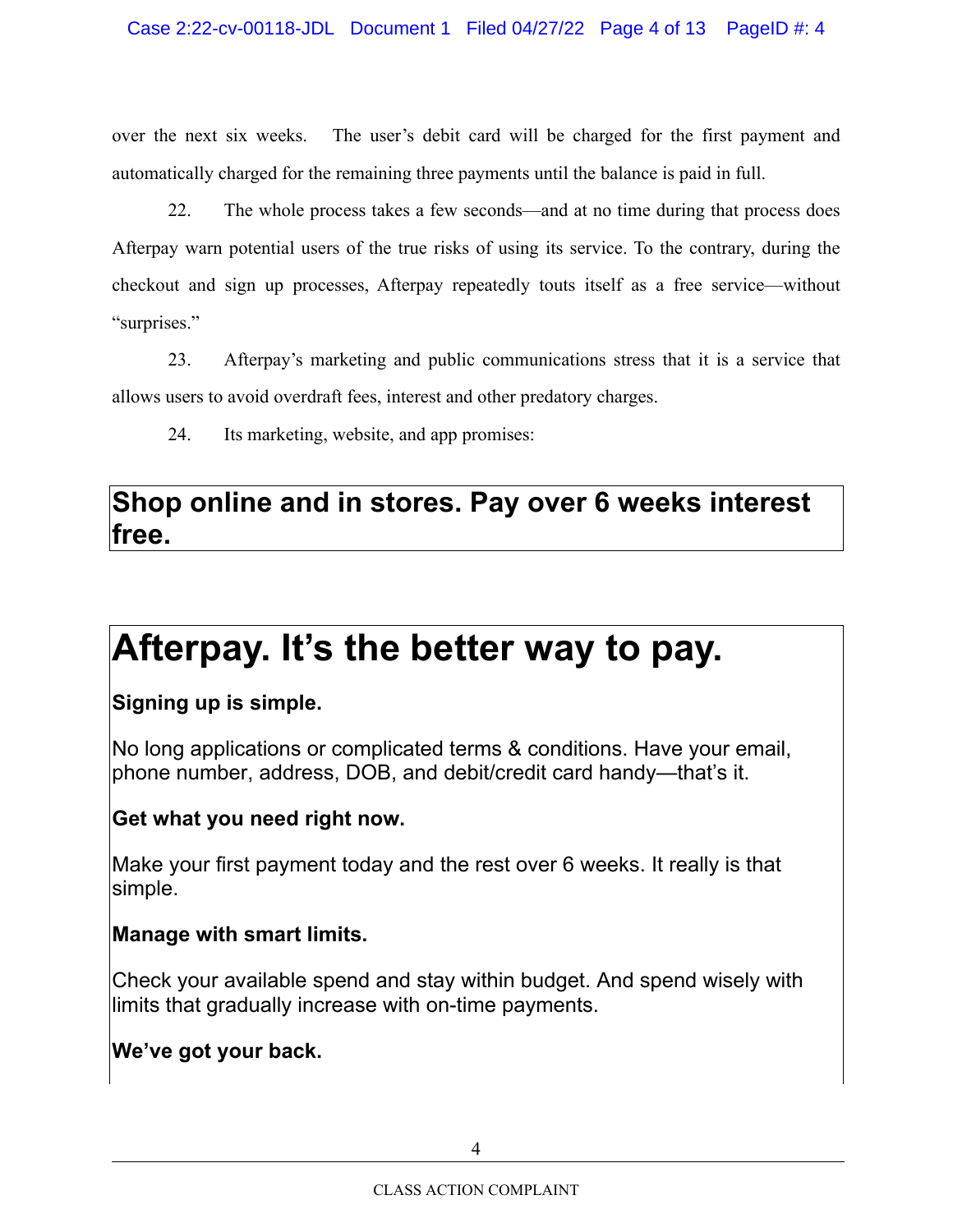over the next six weeks. The user's debit card will be charged for the first payment and automatically charged for the remaining three payments until the balance is paid in full.

22. The whole process takes a few seconds—and at no time during that process does Afterpay warn potential users of the true risks of using its service. To the contrary, during the checkout and sign up processes, Afterpay repeatedly touts itself as a free service—without "surprises."

23. Afterpay's marketing and public communications stress that it is a service that allows users to avoid overdraft fees, interest and other predatory charges.

24. Its marketing, website, and app promises:

> **Shop online and in stores. Pay over 6 weeks interest free.**

> # Afterpay. It's the better way to pay.
>
> **Signing up is simple.**
>
> No long applications or complicated terms & conditions. Have your email, phone number, address, DOB, and debit/credit card handy—that's it.
>
> **Get what you need right now.**
>
> Make your first payment today and the rest over 6 weeks. It really is that simple.
>
> **Manage with smart limits.**
>
> Check your available spend and stay within budget. And spend wisely with limits that gradually increase with on-time payments.
>
> **We've got your back.**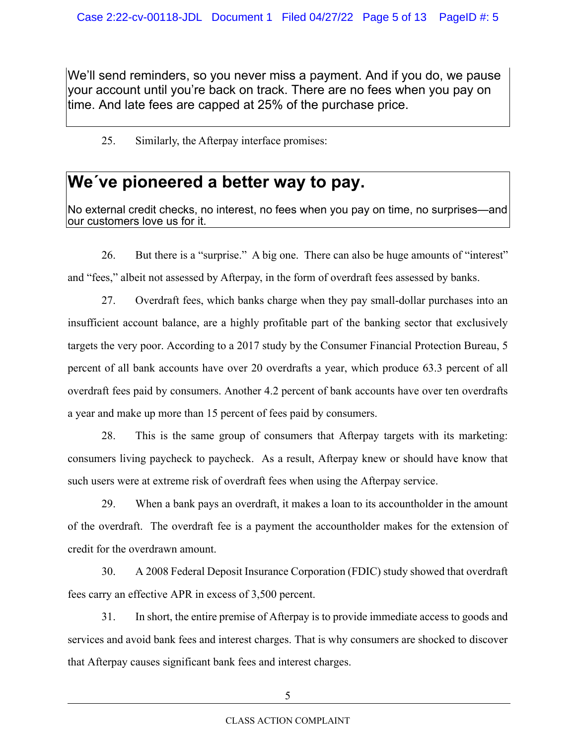> We'll send reminders, so you never miss a payment. And if you do, we pause your account until you're back on track. There are no fees when you pay on time. And late fees are capped at 25% of the purchase price.

25. Similarly, the Afterpay interface promises:

> **We´ve pioneered a better way to pay.**
>
> No external credit checks, no interest, no fees when you pay on time, no surprises—and our customers love us for it.

26. But there is a "surprise." A big one. There can also be huge amounts of "interest" and "fees," albeit not assessed by Afterpay, in the form of overdraft fees assessed by banks.

27. Overdraft fees, which banks charge when they pay small-dollar purchases into an insufficient account balance, are a highly profitable part of the banking sector that exclusively targets the very poor. According to a 2017 study by the Consumer Financial Protection Bureau, 5 percent of all bank accounts have over 20 overdrafts a year, which produce 63.3 percent of all overdraft fees paid by consumers. Another 4.2 percent of bank accounts have over ten overdrafts a year and make up more than 15 percent of fees paid by consumers.

28. This is the same group of consumers that Afterpay targets with its marketing: consumers living paycheck to paycheck. As a result, Afterpay knew or should have know that such users were at extreme risk of overdraft fees when using the Afterpay service.

29. When a bank pays an overdraft, it makes a loan to its accountholder in the amount of the overdraft. The overdraft fee is a payment the accountholder makes for the extension of credit for the overdrawn amount.

30. A 2008 Federal Deposit Insurance Corporation (FDIC) study showed that overdraft fees carry an effective APR in excess of 3,500 percent.

31. In short, the entire premise of Afterpay is to provide immediate access to goods and services and avoid bank fees and interest charges. That is why consumers are shocked to discover that Afterpay causes significant bank fees and interest charges.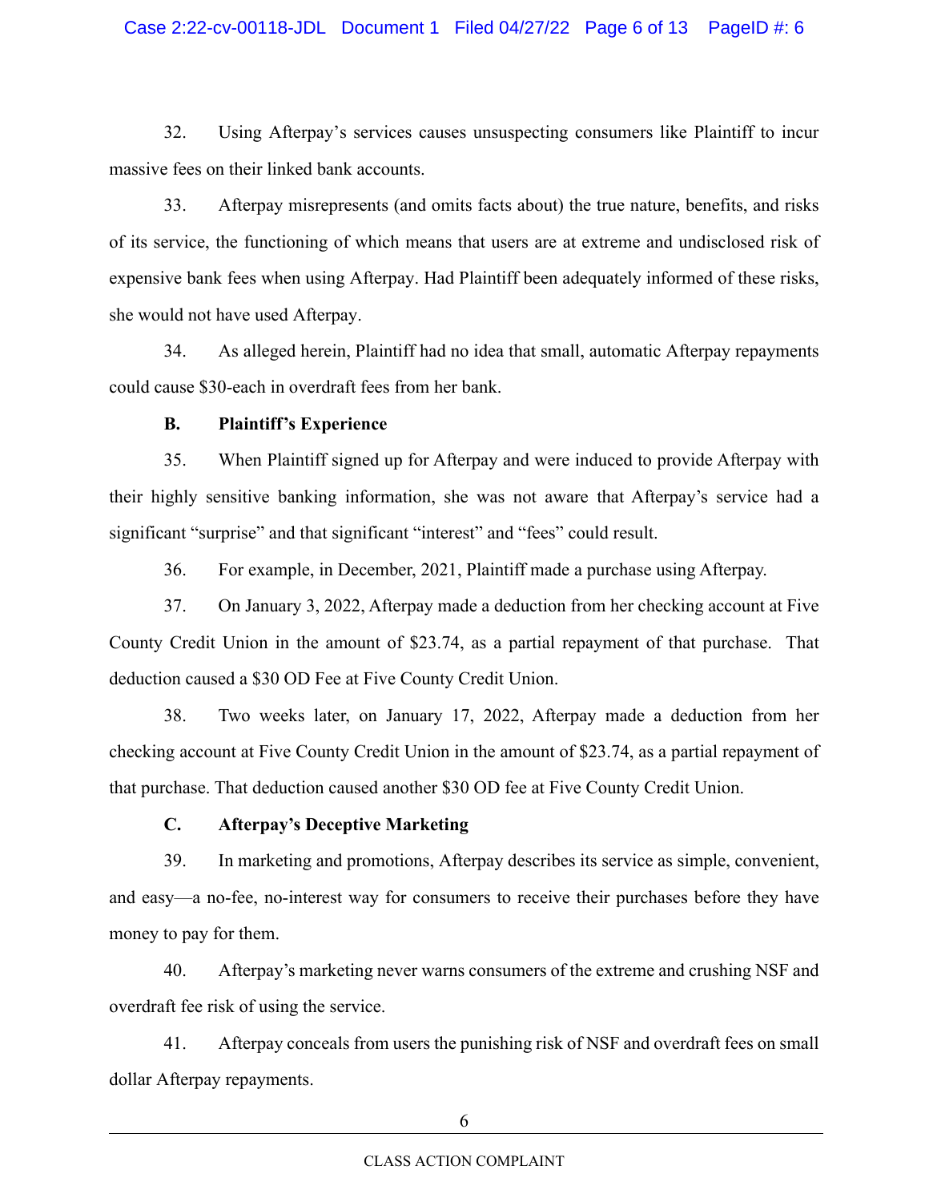32. Using Afterpay's services causes unsuspecting consumers like Plaintiff to incur massive fees on their linked bank accounts.

33. Afterpay misrepresents (and omits facts about) the true nature, benefits, and risks of its service, the functioning of which means that users are at extreme and undisclosed risk of expensive bank fees when using Afterpay. Had Plaintiff been adequately informed of these risks, she would not have used Afterpay.

34. As alleged herein, Plaintiff had no idea that small, automatic Afterpay repayments could cause $30-each in overdraft fees from her bank.

**B. Plaintiff's Experience**

35. When Plaintiff signed up for Afterpay and were induced to provide Afterpay with their highly sensitive banking information, she was not aware that Afterpay's service had a significant "surprise" and that significant "interest" and "fees" could result.

36. For example, in December, 2021, Plaintiff made a purchase using Afterpay.

37. On January 3, 2022, Afterpay made a deduction from her checking account at Five County Credit Union in the amount of $23.74, as a partial repayment of that purchase. That deduction caused a $30 OD Fee at Five County Credit Union.

38. Two weeks later, on January 17, 2022, Afterpay made a deduction from her checking account at Five County Credit Union in the amount of $23.74, as a partial repayment of that purchase. That deduction caused another $30 OD fee at Five County Credit Union.

**C. Afterpay's Deceptive Marketing**

39. In marketing and promotions, Afterpay describes its service as simple, convenient, and easy—a no-fee, no-interest way for consumers to receive their purchases before they have money to pay for them.

40. Afterpay's marketing never warns consumers of the extreme and crushing NSF and overdraft fee risk of using the service.

41. Afterpay conceals from users the punishing risk of NSF and overdraft fees on small dollar Afterpay repayments.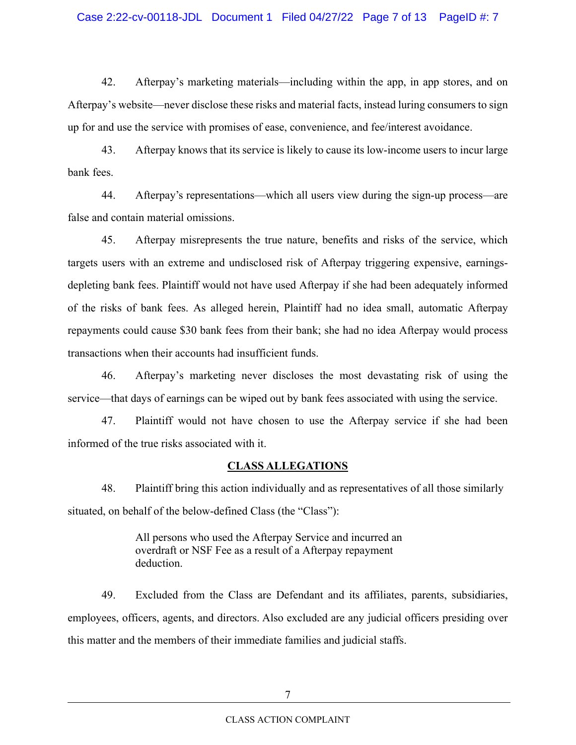42. Afterpay's marketing materials—including within the app, in app stores, and on Afterpay's website—never disclose these risks and material facts, instead luring consumers to sign up for and use the service with promises of ease, convenience, and fee/interest avoidance.

43. Afterpay knows that its service is likely to cause its low-income users to incur large bank fees.

44. Afterpay's representations—which all users view during the sign-up process—are false and contain material omissions.

45. Afterpay misrepresents the true nature, benefits and risks of the service, which targets users with an extreme and undisclosed risk of Afterpay triggering expensive, earnings-depleting bank fees. Plaintiff would not have used Afterpay if she had been adequately informed of the risks of bank fees. As alleged herein, Plaintiff had no idea small, automatic Afterpay repayments could cause $30 bank fees from their bank; she had no idea Afterpay would process transactions when their accounts had insufficient funds.

46. Afterpay's marketing never discloses the most devastating risk of using the service—that days of earnings can be wiped out by bank fees associated with using the service.

47. Plaintiff would not have chosen to use the Afterpay service if she had been informed of the true risks associated with it.

## CLASS ALLEGATIONS

48. Plaintiff bring this action individually and as representatives of all those similarly situated, on behalf of the below-defined Class (the "Class"):

> All persons who used the Afterpay Service and incurred an overdraft or NSF Fee as a result of a Afterpay repayment deduction.

49. Excluded from the Class are Defendant and its affiliates, parents, subsidiaries, employees, officers, agents, and directors. Also excluded are any judicial officers presiding over this matter and the members of their immediate families and judicial staffs.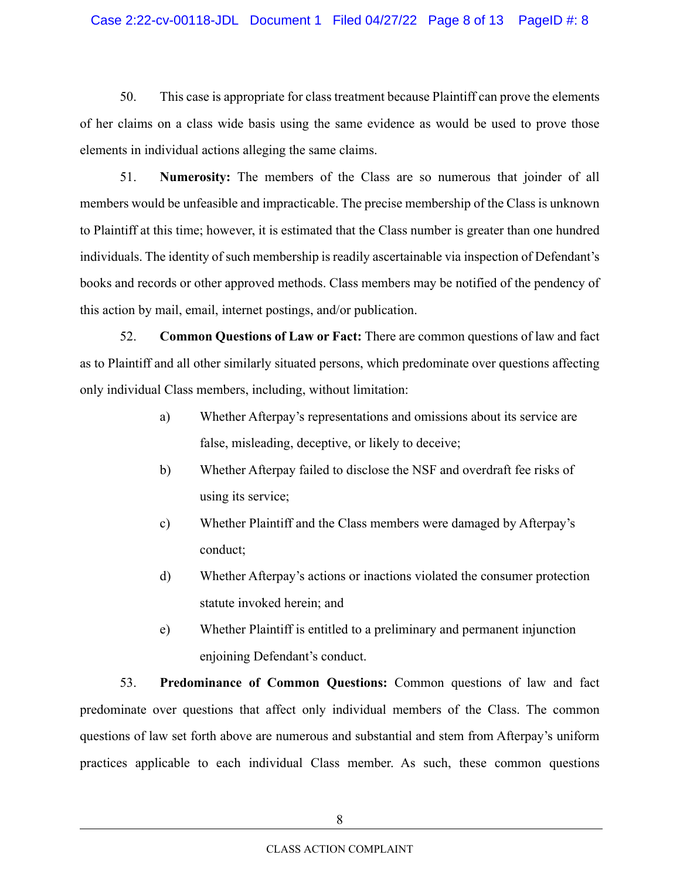50. This case is appropriate for class treatment because Plaintiff can prove the elements of her claims on a class wide basis using the same evidence as would be used to prove those elements in individual actions alleging the same claims.

51. **Numerosity:** The members of the Class are so numerous that joinder of all members would be unfeasible and impracticable. The precise membership of the Class is unknown to Plaintiff at this time; however, it is estimated that the Class number is greater than one hundred individuals. The identity of such membership is readily ascertainable via inspection of Defendant's books and records or other approved methods. Class members may be notified of the pendency of this action by mail, email, internet postings, and/or publication.

52. **Common Questions of Law or Fact:** There are common questions of law and fact as to Plaintiff and all other similarly situated persons, which predominate over questions affecting only individual Class members, including, without limitation:

a) Whether Afterpay's representations and omissions about its service are false, misleading, deceptive, or likely to deceive;

b) Whether Afterpay failed to disclose the NSF and overdraft fee risks of using its service;

c) Whether Plaintiff and the Class members were damaged by Afterpay's conduct;

d) Whether Afterpay's actions or inactions violated the consumer protection statute invoked herein; and

e) Whether Plaintiff is entitled to a preliminary and permanent injunction enjoining Defendant's conduct.

53. **Predominance of Common Questions:** Common questions of law and fact predominate over questions that affect only individual members of the Class. The common questions of law set forth above are numerous and substantial and stem from Afterpay's uniform practices applicable to each individual Class member. As such, these common questions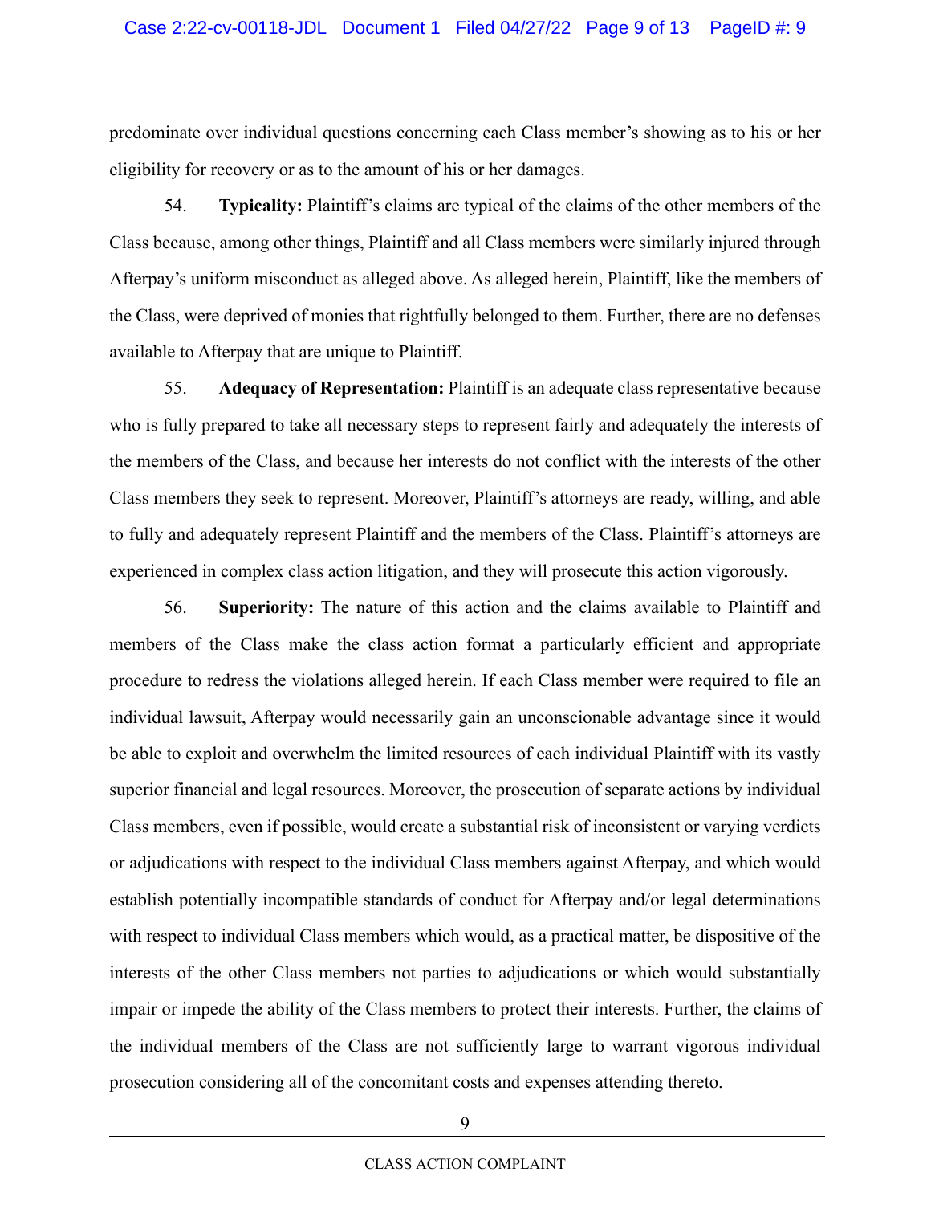predominate over individual questions concerning each Class member's showing as to his or her eligibility for recovery or as to the amount of his or her damages.

54. **Typicality:** Plaintiff's claims are typical of the claims of the other members of the Class because, among other things, Plaintiff and all Class members were similarly injured through Afterpay's uniform misconduct as alleged above. As alleged herein, Plaintiff, like the members of the Class, were deprived of monies that rightfully belonged to them. Further, there are no defenses available to Afterpay that are unique to Plaintiff.

55. **Adequacy of Representation:** Plaintiff is an adequate class representative because who is fully prepared to take all necessary steps to represent fairly and adequately the interests of the members of the Class, and because her interests do not conflict with the interests of the other Class members they seek to represent. Moreover, Plaintiff's attorneys are ready, willing, and able to fully and adequately represent Plaintiff and the members of the Class. Plaintiff's attorneys are experienced in complex class action litigation, and they will prosecute this action vigorously.

56. **Superiority:** The nature of this action and the claims available to Plaintiff and members of the Class make the class action format a particularly efficient and appropriate procedure to redress the violations alleged herein. If each Class member were required to file an individual lawsuit, Afterpay would necessarily gain an unconscionable advantage since it would be able to exploit and overwhelm the limited resources of each individual Plaintiff with its vastly superior financial and legal resources. Moreover, the prosecution of separate actions by individual Class members, even if possible, would create a substantial risk of inconsistent or varying verdicts or adjudications with respect to the individual Class members against Afterpay, and which would establish potentially incompatible standards of conduct for Afterpay and/or legal determinations with respect to individual Class members which would, as a practical matter, be dispositive of the interests of the other Class members not parties to adjudications or which would substantially impair or impede the ability of the Class members to protect their interests. Further, the claims of the individual members of the Class are not sufficiently large to warrant vigorous individual prosecution considering all of the concomitant costs and expenses attending thereto.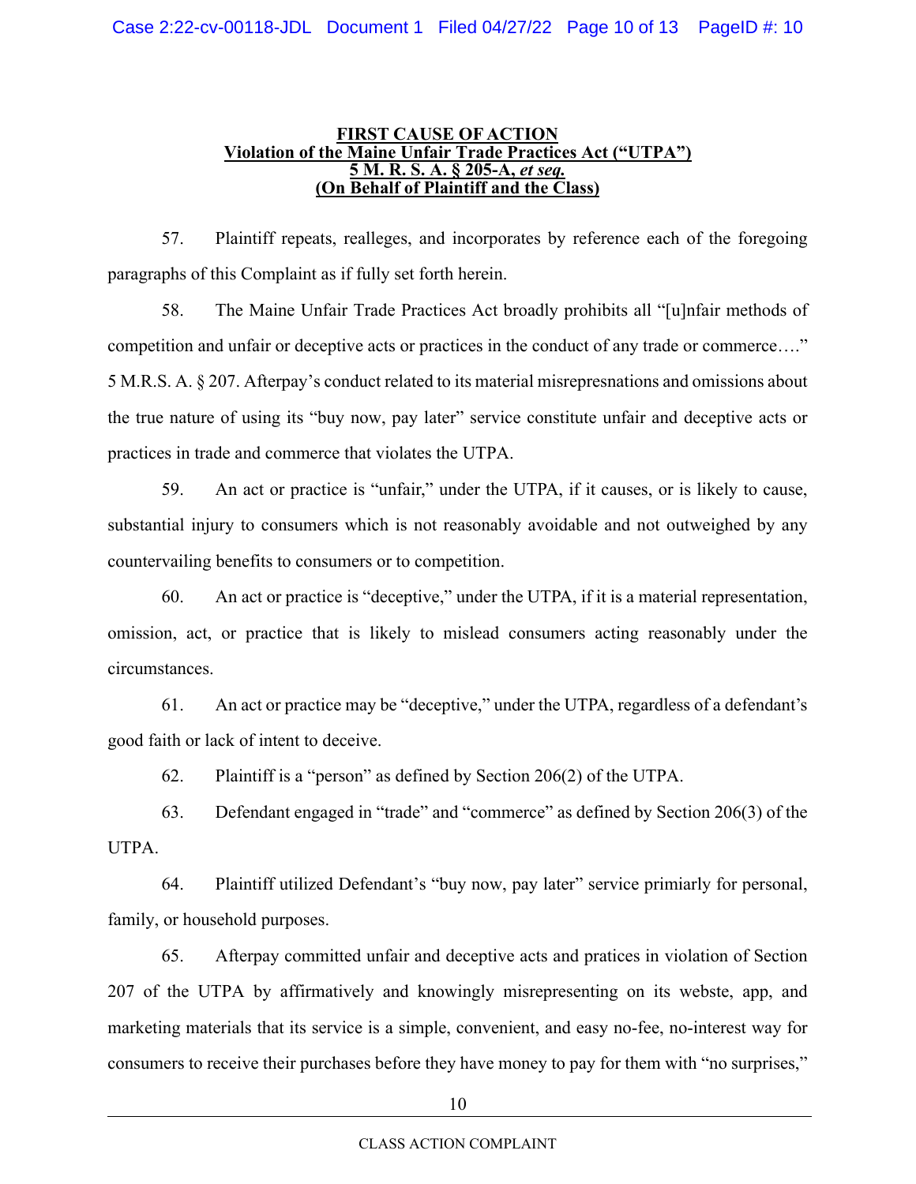**FIRST CAUSE OF ACTION**
**Violation of the Maine Unfair Trade Practices Act ("UTPA")**
**5 M. R. S. A. § 205-A, *et seq.***
**(On Behalf of Plaintiff and the Class)**

57. Plaintiff repeats, realleges, and incorporates by reference each of the foregoing paragraphs of this Complaint as if fully set forth herein.

58. The Maine Unfair Trade Practices Act broadly prohibits all "[u]nfair methods of competition and unfair or deceptive acts or practices in the conduct of any trade or commerce…." 5 M.R.S. A. § 207. Afterpay's conduct related to its material misrepresnations and omissions about the true nature of using its "buy now, pay later" service constitute unfair and deceptive acts or practices in trade and commerce that violates the UTPA.

59. An act or practice is "unfair," under the UTPA, if it causes, or is likely to cause, substantial injury to consumers which is not reasonably avoidable and not outweighed by any countervailing benefits to consumers or to competition.

60. An act or practice is "deceptive," under the UTPA, if it is a material representation, omission, act, or practice that is likely to mislead consumers acting reasonably under the circumstances.

61. An act or practice may be "deceptive," under the UTPA, regardless of a defendant's good faith or lack of intent to deceive.

62. Plaintiff is a "person" as defined by Section 206(2) of the UTPA.

63. Defendant engaged in "trade" and "commerce" as defined by Section 206(3) of the UTPA.

64. Plaintiff utilized Defendant's "buy now, pay later" service primiarly for personal, family, or household purposes.

65. Afterpay committed unfair and deceptive acts and pratices in violation of Section 207 of the UTPA by affirmatively and knowingly misrepresenting on its webste, app, and marketing materials that its service is a simple, convenient, and easy no-fee, no-interest way for consumers to receive their purchases before they have money to pay for them with "no surprises,"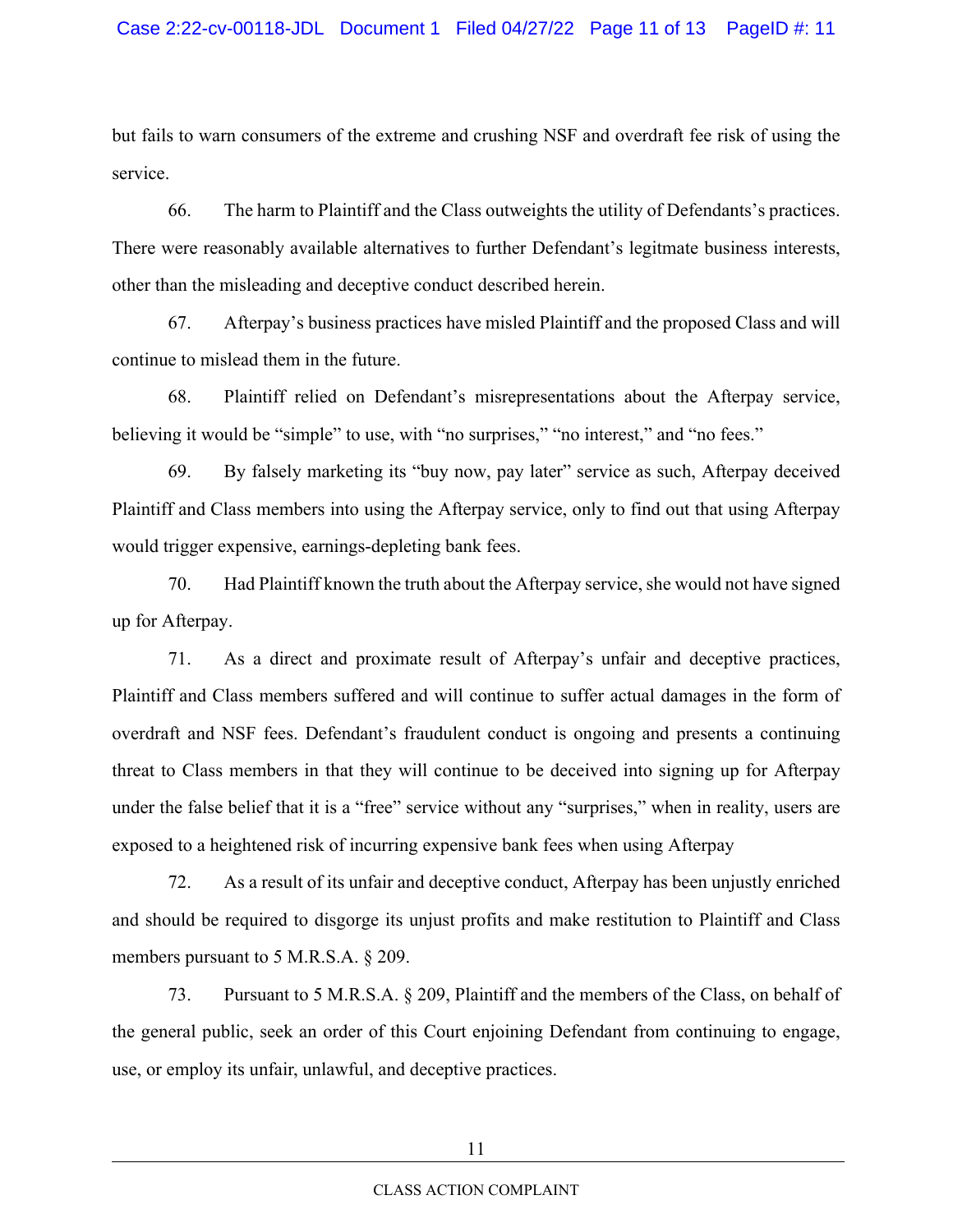but fails to warn consumers of the extreme and crushing NSF and overdraft fee risk of using the service.

66. The harm to Plaintiff and the Class outweights the utility of Defendants's practices. There were reasonably available alternatives to further Defendant's legitmate business interests, other than the misleading and deceptive conduct described herein.

67. Afterpay's business practices have misled Plaintiff and the proposed Class and will continue to mislead them in the future.

68. Plaintiff relied on Defendant's misrepresentations about the Afterpay service, believing it would be "simple" to use, with "no surprises," "no interest," and "no fees."

69. By falsely marketing its "buy now, pay later" service as such, Afterpay deceived Plaintiff and Class members into using the Afterpay service, only to find out that using Afterpay would trigger expensive, earnings-depleting bank fees.

70. Had Plaintiff known the truth about the Afterpay service, she would not have signed up for Afterpay.

71. As a direct and proximate result of Afterpay's unfair and deceptive practices, Plaintiff and Class members suffered and will continue to suffer actual damages in the form of overdraft and NSF fees. Defendant's fraudulent conduct is ongoing and presents a continuing threat to Class members in that they will continue to be deceived into signing up for Afterpay under the false belief that it is a "free" service without any "surprises," when in reality, users are exposed to a heightened risk of incurring expensive bank fees when using Afterpay

72. As a result of its unfair and deceptive conduct, Afterpay has been unjustly enriched and should be required to disgorge its unjust profits and make restitution to Plaintiff and Class members pursuant to 5 M.R.S.A. § 209.

73. Pursuant to 5 M.R.S.A. § 209, Plaintiff and the members of the Class, on behalf of the general public, seek an order of this Court enjoining Defendant from continuing to engage, use, or employ its unfair, unlawful, and deceptive practices.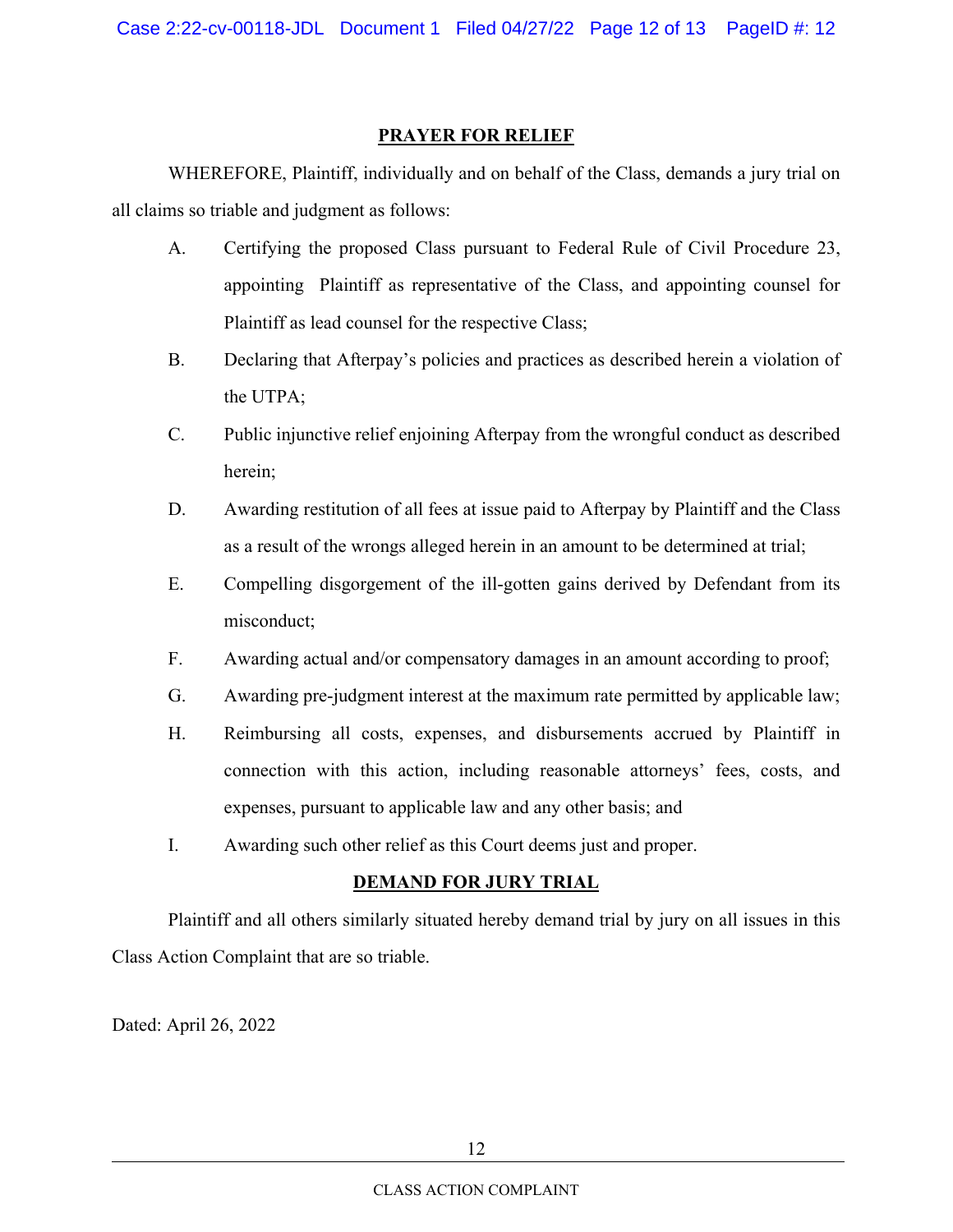## PRAYER FOR RELIEF

WHEREFORE, Plaintiff, individually and on behalf of the Class, demands a jury trial on all claims so triable and judgment as follows:

A. Certifying the proposed Class pursuant to Federal Rule of Civil Procedure 23, appointing Plaintiff as representative of the Class, and appointing counsel for Plaintiff as lead counsel for the respective Class;

B. Declaring that Afterpay's policies and practices as described herein a violation of the UTPA;

C. Public injunctive relief enjoining Afterpay from the wrongful conduct as described herein;

D. Awarding restitution of all fees at issue paid to Afterpay by Plaintiff and the Class as a result of the wrongs alleged herein in an amount to be determined at trial;

E. Compelling disgorgement of the ill-gotten gains derived by Defendant from its misconduct;

F. Awarding actual and/or compensatory damages in an amount according to proof;

G. Awarding pre-judgment interest at the maximum rate permitted by applicable law;

H. Reimbursing all costs, expenses, and disbursements accrued by Plaintiff in connection with this action, including reasonable attorneys' fees, costs, and expenses, pursuant to applicable law and any other basis; and

I. Awarding such other relief as this Court deems just and proper.

## DEMAND FOR JURY TRIAL

Plaintiff and all others similarly situated hereby demand trial by jury on all issues in this Class Action Complaint that are so triable.

Dated: April 26, 2022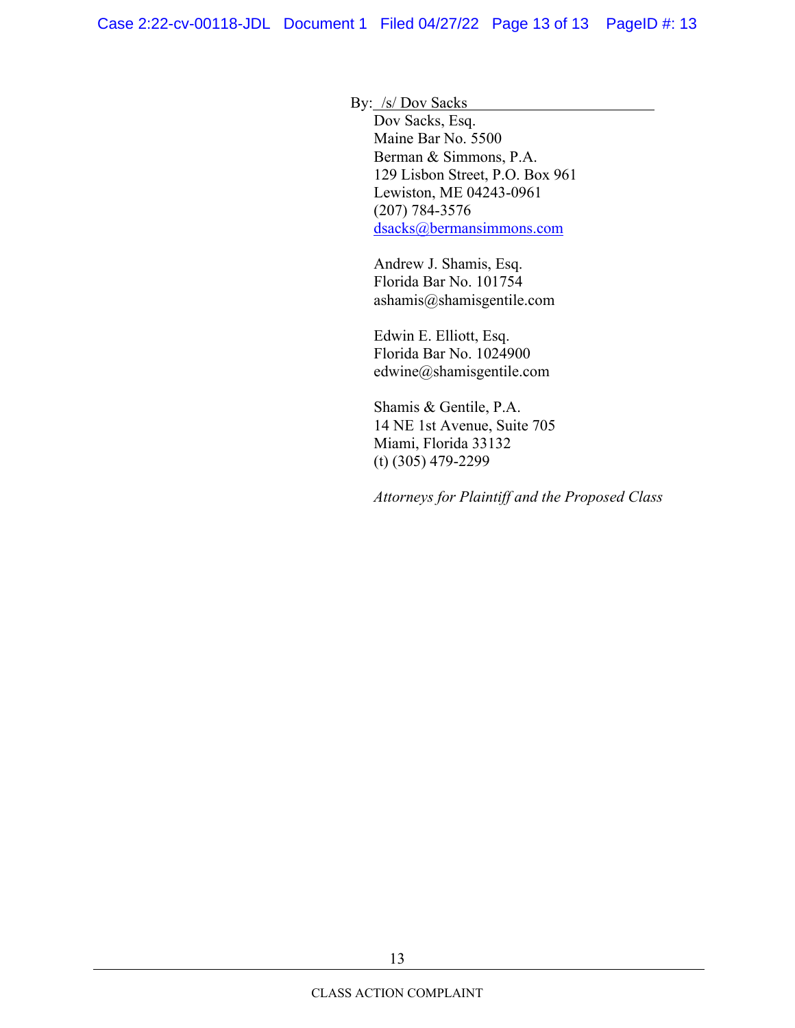By: /s/ Dov Sacks

Dov Sacks, Esq.
Maine Bar No. 5500
Berman & Simmons, P.A.
129 Lisbon Street, P.O. Box 961
Lewiston, ME 04243-0961
(207) 784-3576
dsacks@bermansimmons.com

Andrew J. Shamis, Esq.
Florida Bar No. 101754
ashamis@shamisgentile.com

Edwin E. Elliott, Esq.
Florida Bar No. 1024900
edwine@shamisgentile.com

Shamis & Gentile, P.A.
14 NE 1st Avenue, Suite 705
Miami, Florida 33132
(t) (305) 479-2299

*Attorneys for Plaintiff and the Proposed Class*